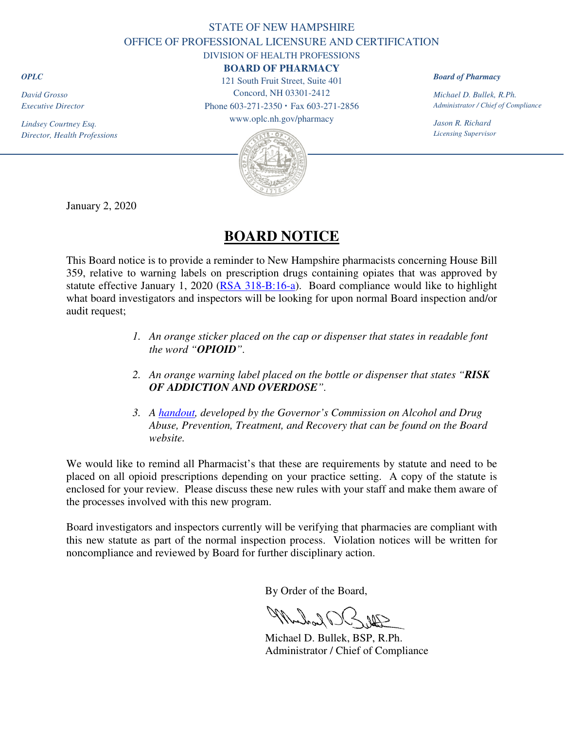STATE OF NEW HAMPSHIRE

OFFICE OF PROFESSIONAL LICENSURE AND CERTIFICATION

DIVISION OF HEALTH PROFESSIONS

**BOARD OF PHARMACY**

121 South Fruit Street, Suite 401
Concord, NH 03301-2412
Phone 603-271-2350 • Fax 603-271-2856
www.oplc.nh.gov/pharmacy

***OPLC***

*David Grosso*
*Executive Director*

*Lindsey Courtney Esq.*
*Director, Health Professions*

***Board of Pharmacy***

*Michael D. Bullek, R.Ph.*
*Administrator / Chief of Compliance*

*Jason R. Richard*
*Licensing Supervisor*

January 2, 2020

# BOARD NOTICE

This Board notice is to provide a reminder to New Hampshire pharmacists concerning House Bill 359, relative to warning labels on prescription drugs containing opiates that was approved by statute effective January 1, 2020 (RSA 318-B:16-a). Board compliance would like to highlight what board investigators and inspectors will be looking for upon normal Board inspection and/or audit request;

1. *An orange sticker placed on the cap or dispenser that states in readable font the word "**OPIOID**".*
2. *An orange warning label placed on the bottle or dispenser that states "**RISK OF ADDICTION AND OVERDOSE**".*
3. *A handout, developed by the Governor's Commission on Alcohol and Drug Abuse, Prevention, Treatment, and Recovery that can be found on the Board website.*

We would like to remind all Pharmacist's that these are requirements by statute and need to be placed on all opioid prescriptions depending on your practice setting. A copy of the statute is enclosed for your review. Please discuss these new rules with your staff and make them aware of the processes involved with this new program.

Board investigators and inspectors currently will be verifying that pharmacies are compliant with this new statute as part of the normal inspection process. Violation notices will be written for noncompliance and reviewed by Board for further disciplinary action.

By Order of the Board,

Michael D. Bullek, BSP, R.Ph.
Administrator / Chief of Compliance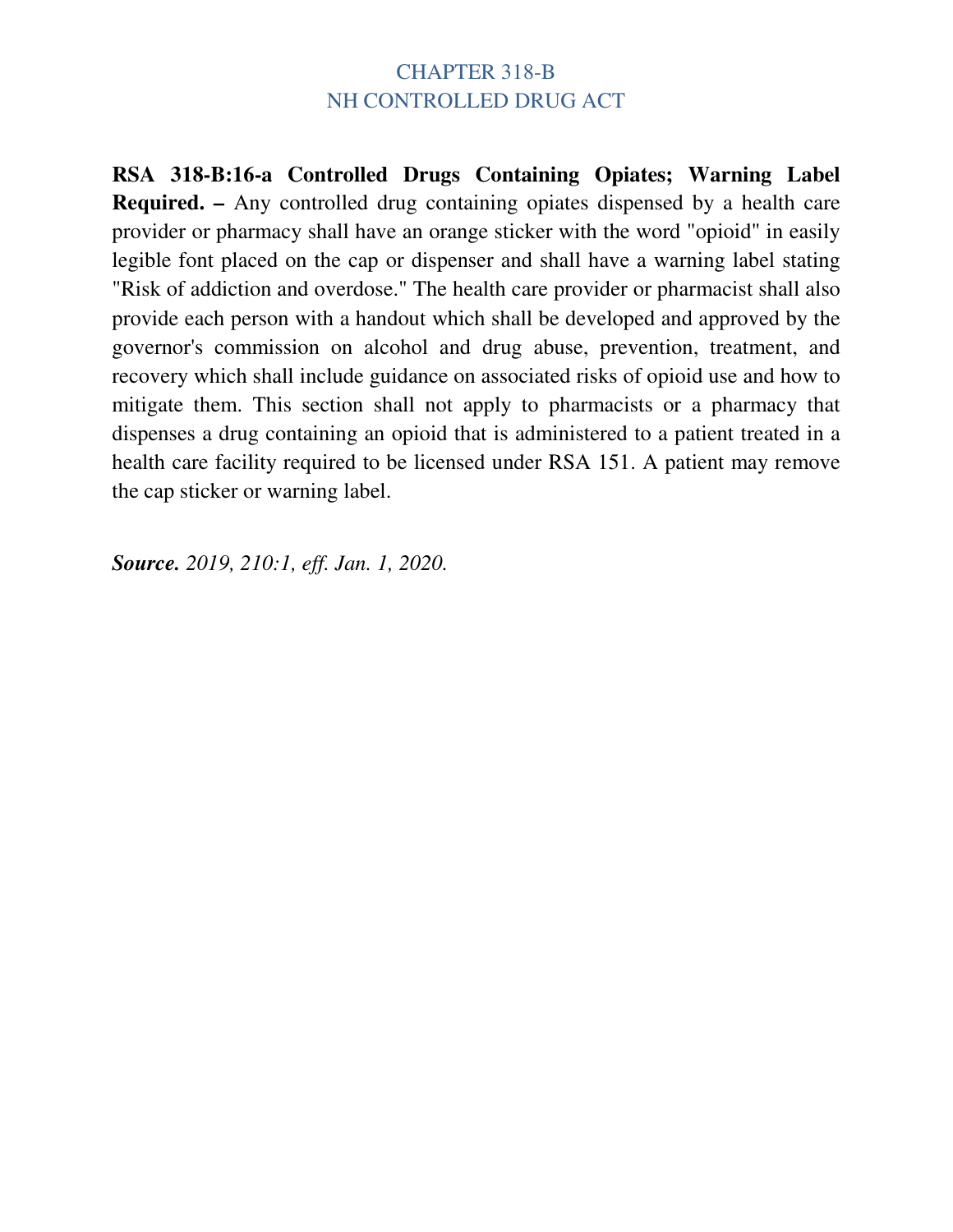CHAPTER 318-B
NH CONTROLLED DRUG ACT

**RSA 318-B:16-a Controlled Drugs Containing Opiates; Warning Label Required. –** Any controlled drug containing opiates dispensed by a health care provider or pharmacy shall have an orange sticker with the word "opioid" in easily legible font placed on the cap or dispenser and shall have a warning label stating "Risk of addiction and overdose." The health care provider or pharmacist shall also provide each person with a handout which shall be developed and approved by the governor's commission on alcohol and drug abuse, prevention, treatment, and recovery which shall include guidance on associated risks of opioid use and how to mitigate them. This section shall not apply to pharmacists or a pharmacy that dispenses a drug containing an opioid that is administered to a patient treated in a health care facility required to be licensed under RSA 151. A patient may remove the cap sticker or warning label.

***Source.*** *2019, 210:1, eff. Jan. 1, 2020.*